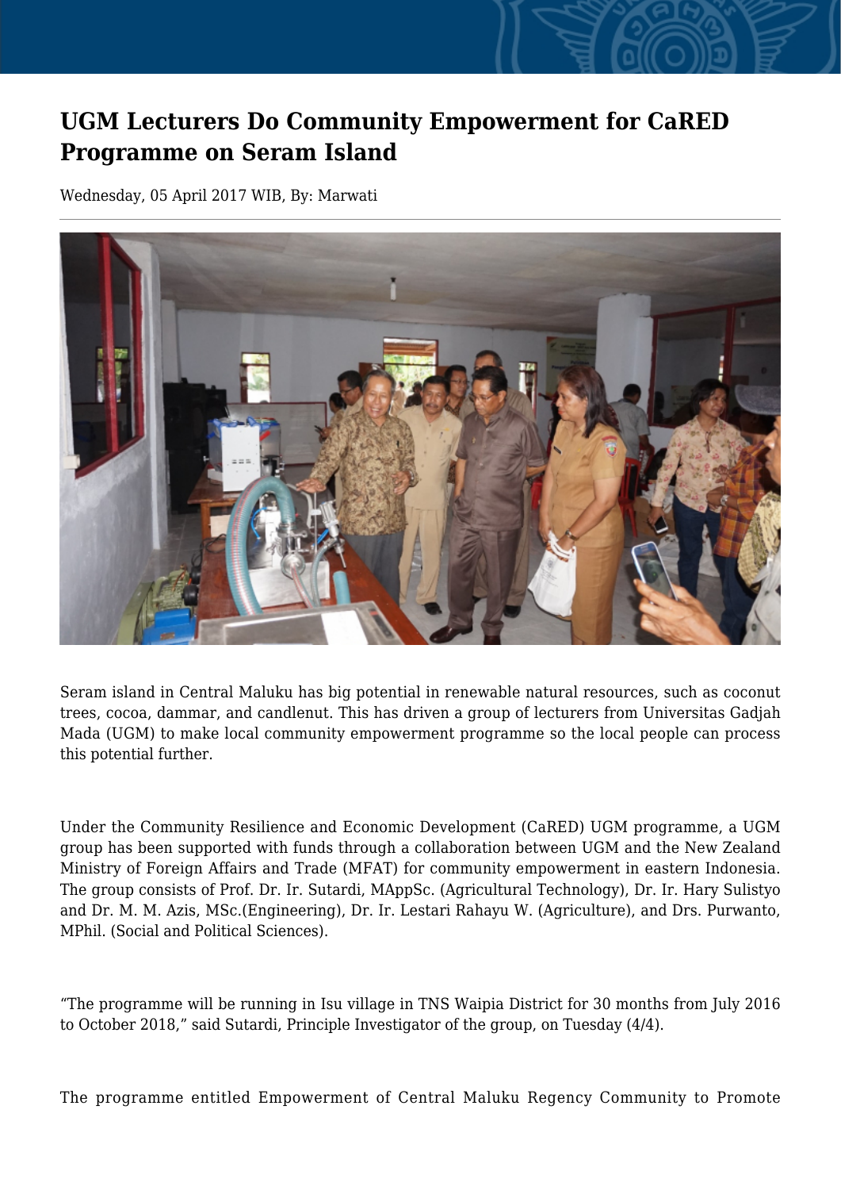# UGM Lecturers Do Community Empowerment for CaRED Programme on Seram Island

Wednesday, 05 April 2017 WIB, By: Marwati

Seram island in Central Maluku has big potential in renewable natural resources, such as coconut trees, cocoa, dammar, and candlenut. This has driven a group of lecturers from Universitas Gadjah Mada (UGM) to make local community empowerment programme so the local people can process this potential further.

Under the Community Resilience and Economic Development (CaRED) UGM programme, a UGM group has been supported with funds through a collaboration between UGM and the New Zealand Ministry of Foreign Affairs and Trade (MFAT) for community empowerment in eastern Indonesia. The group consists of Prof. Dr. Ir. Sutardi, MAppSc. (Agricultural Technology), Dr. Ir. Hary Sulistyo and Dr. M. M. Azis, MSc.(Engineering), Dr. Ir. Lestari Rahayu W. (Agriculture), and Drs. Purwanto, MPhil. (Social and Political Sciences).

“The programme will be running in Isu village in TNS Waipia District for 30 months from July 2016 to October 2018,” said Sutardi, Principle Investigator of the group, on Tuesday (4/4).

The programme entitled Empowerment of Central Maluku Regency Community to Promote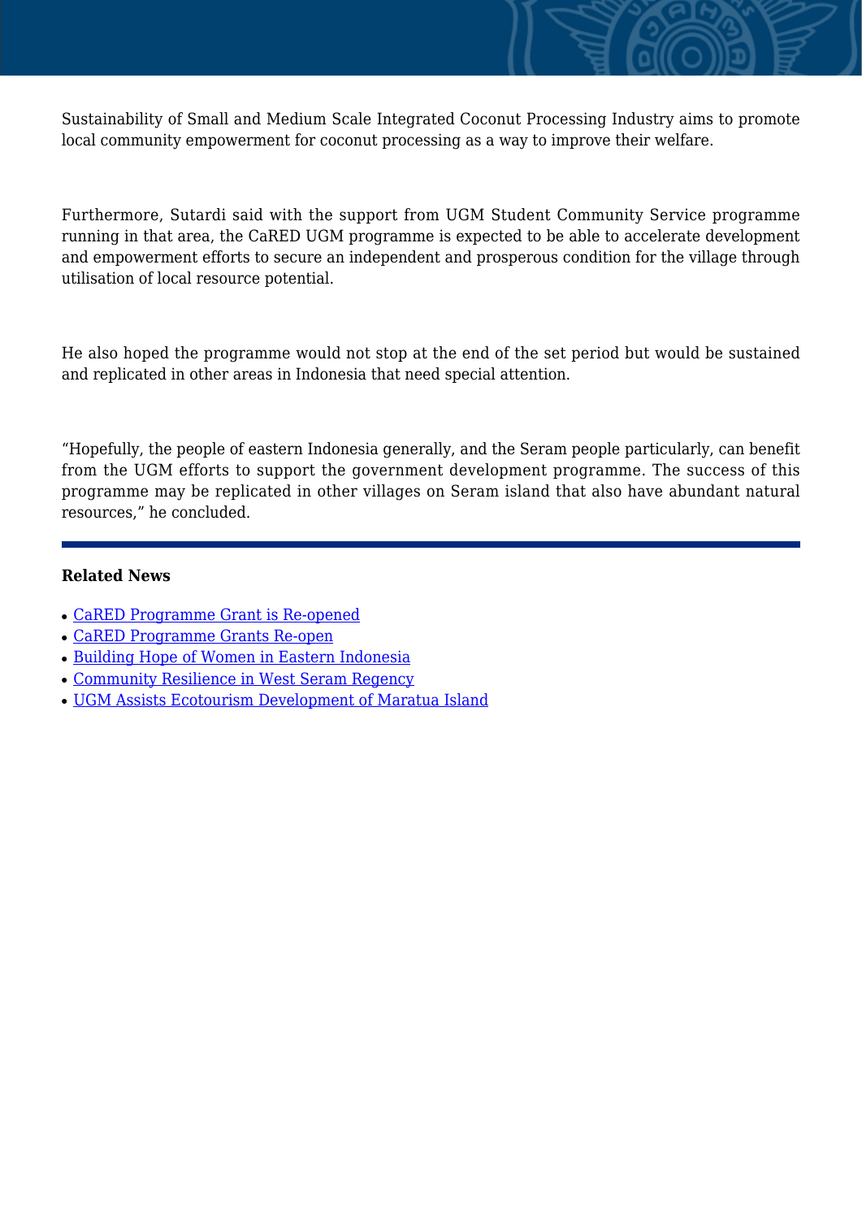Sustainability of Small and Medium Scale Integrated Coconut Processing Industry aims to promote local community empowerment for coconut processing as a way to improve their welfare.

Furthermore, Sutardi said with the support from UGM Student Community Service programme running in that area, the CaRED UGM programme is expected to be able to accelerate development and empowerment efforts to secure an independent and prosperous condition for the village through utilisation of local resource potential.

He also hoped the programme would not stop at the end of the set period but would be sustained and replicated in other areas in Indonesia that need special attention.

“Hopefully, the people of eastern Indonesia generally, and the Seram people particularly, can benefit from the UGM efforts to support the government development programme. The success of this programme may be replicated in other villages on Seram island that also have abundant natural resources,” he concluded.

---

**Related News**

- CaRED Programme Grant is Re-opened
- CaRED Programme Grants Re-open
- Building Hope of Women in Eastern Indonesia
- Community Resilience in West Seram Regency
- UGM Assists Ecotourism Development of Maratua Island